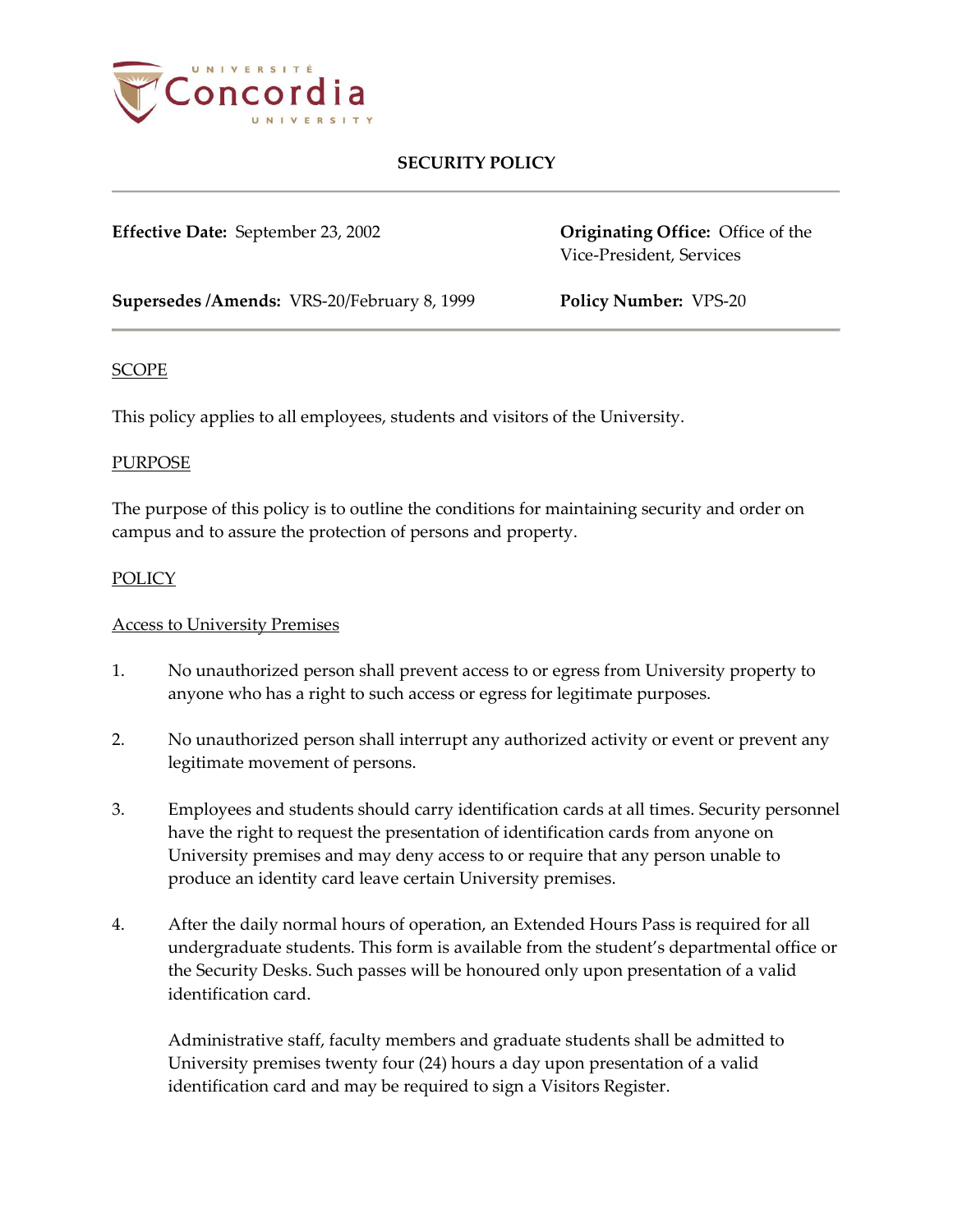# SECURITY POLICY

**Effective Date:** September 23, 2002

**Originating Office:** Office of the Vice-President, Services

**Supersedes /Amends:** VRS-20/February 8, 1999

**Policy Number:** VPS-20

## SCOPE

This policy applies to all employees, students and visitors of the University.

## PURPOSE

The purpose of this policy is to outline the conditions for maintaining security and order on campus and to assure the protection of persons and property.

## POLICY

### Access to University Premises

1. No unauthorized person shall prevent access to or egress from University property to anyone who has a right to such access or egress for legitimate purposes.

2. No unauthorized person shall interrupt any authorized activity or event or prevent any legitimate movement of persons.

3. Employees and students should carry identification cards at all times. Security personnel have the right to request the presentation of identification cards from anyone on University premises and may deny access to or require that any person unable to produce an identity card leave certain University premises.

4. After the daily normal hours of operation, an Extended Hours Pass is required for all undergraduate students. This form is available from the student's departmental office or the Security Desks. Such passes will be honoured only upon presentation of a valid identification card.

   Administrative staff, faculty members and graduate students shall be admitted to University premises twenty four (24) hours a day upon presentation of a valid identification card and may be required to sign a Visitors Register.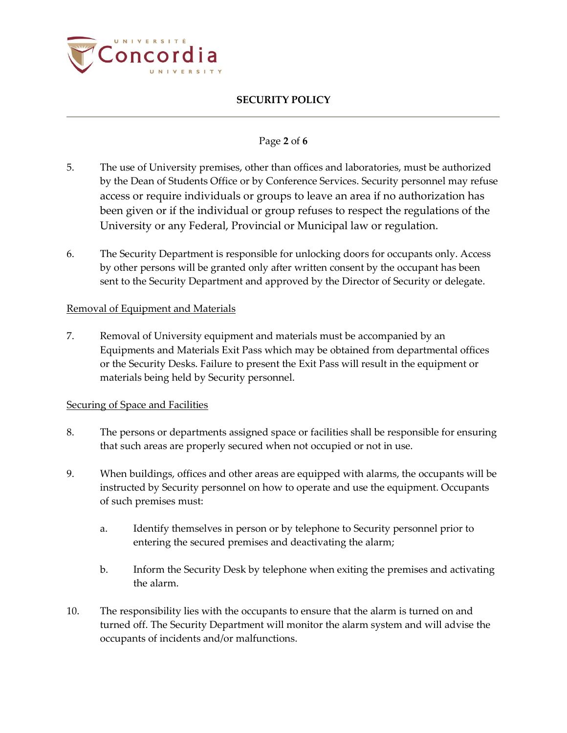5. The use of University premises, other than offices and laboratories, must be authorized by the Dean of Students Office or by Conference Services. Security personnel may refuse access or require individuals or groups to leave an area if no authorization has been given or if the individual or group refuses to respect the regulations of the University or any Federal, Provincial or Municipal law or regulation.

6. The Security Department is responsible for unlocking doors for occupants only. Access by other persons will be granted only after written consent by the occupant has been sent to the Security Department and approved by the Director of Security or delegate.

<u>Removal of Equipment and Materials</u>

7. Removal of University equipment and materials must be accompanied by an Equipments and Materials Exit Pass which may be obtained from departmental offices or the Security Desks. Failure to present the Exit Pass will result in the equipment or materials being held by Security personnel.

<u>Securing of Space and Facilities</u>

8. The persons or departments assigned space or facilities shall be responsible for ensuring that such areas are properly secured when not occupied or not in use.

9. When buildings, offices and other areas are equipped with alarms, the occupants will be instructed by Security personnel on how to operate and use the equipment. Occupants of such premises must:

   a. Identify themselves in person or by telephone to Security personnel prior to entering the secured premises and deactivating the alarm;

   b. Inform the Security Desk by telephone when exiting the premises and activating the alarm.

10. The responsibility lies with the occupants to ensure that the alarm is turned on and turned off. The Security Department will monitor the alarm system and will advise the occupants of incidents and/or malfunctions.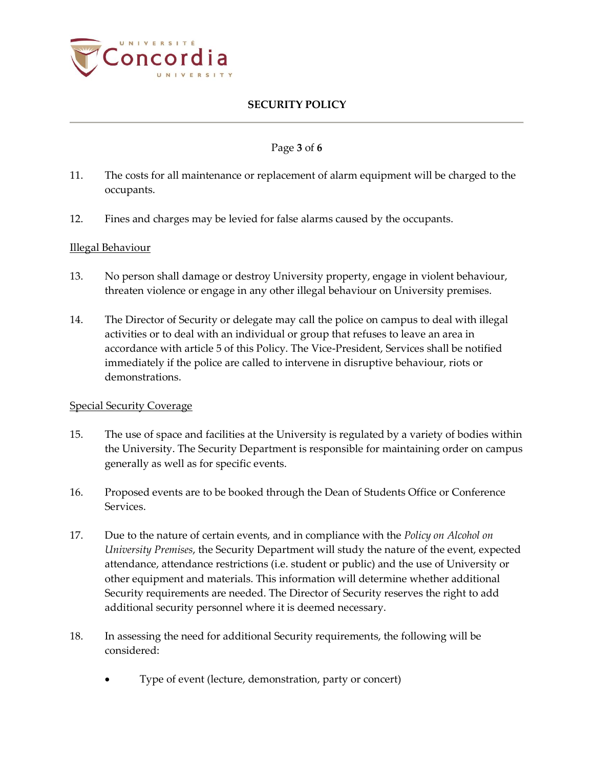11. The costs for all maintenance or replacement of alarm equipment will be charged to the occupants.

12. Fines and charges may be levied for false alarms caused by the occupants.

<u>Illegal Behaviour</u>

13. No person shall damage or destroy University property, engage in violent behaviour, threaten violence or engage in any other illegal behaviour on University premises.

14. The Director of Security or delegate may call the police on campus to deal with illegal activities or to deal with an individual or group that refuses to leave an area in accordance with article 5 of this Policy. The Vice-President, Services shall be notified immediately if the police are called to intervene in disruptive behaviour, riots or demonstrations.

<u>Special Security Coverage</u>

15. The use of space and facilities at the University is regulated by a variety of bodies within the University. The Security Department is responsible for maintaining order on campus generally as well as for specific events.

16. Proposed events are to be booked through the Dean of Students Office or Conference Services.

17. Due to the nature of certain events, and in compliance with the *Policy on Alcohol on University Premises*, the Security Department will study the nature of the event, expected attendance, attendance restrictions (i.e. student or public) and the use of University or other equipment and materials. This information will determine whether additional Security requirements are needed. The Director of Security reserves the right to add additional security personnel where it is deemed necessary.

18. In assessing the need for additional Security requirements, the following will be considered:

    - Type of event (lecture, demonstration, party or concert)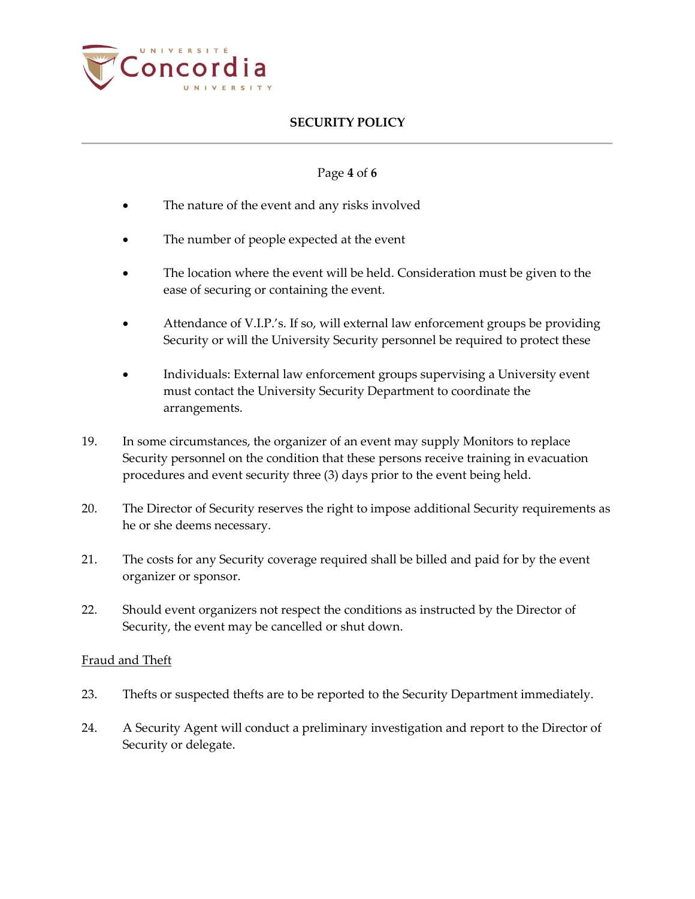- The nature of the event and any risks involved

- The number of people expected at the event

- The location where the event will be held. Consideration must be given to the ease of securing or containing the event.

- Attendance of V.I.P.'s. If so, will external law enforcement groups be providing Security or will the University Security personnel be required to protect these

- Individuals: External law enforcement groups supervising a University event must contact the University Security Department to coordinate the arrangements.

19. In some circumstances, the organizer of an event may supply Monitors to replace Security personnel on the condition that these persons receive training in evacuation procedures and event security three (3) days prior to the event being held.

20. The Director of Security reserves the right to impose additional Security requirements as he or she deems necessary.

21. The costs for any Security coverage required shall be billed and paid for by the event organizer or sponsor.

22. Should event organizers not respect the conditions as instructed by the Director of Security, the event may be cancelled or shut down.

<u>Fraud and Theft</u>

23. Thefts or suspected thefts are to be reported to the Security Department immediately.

24. A Security Agent will conduct a preliminary investigation and report to the Director of Security or delegate.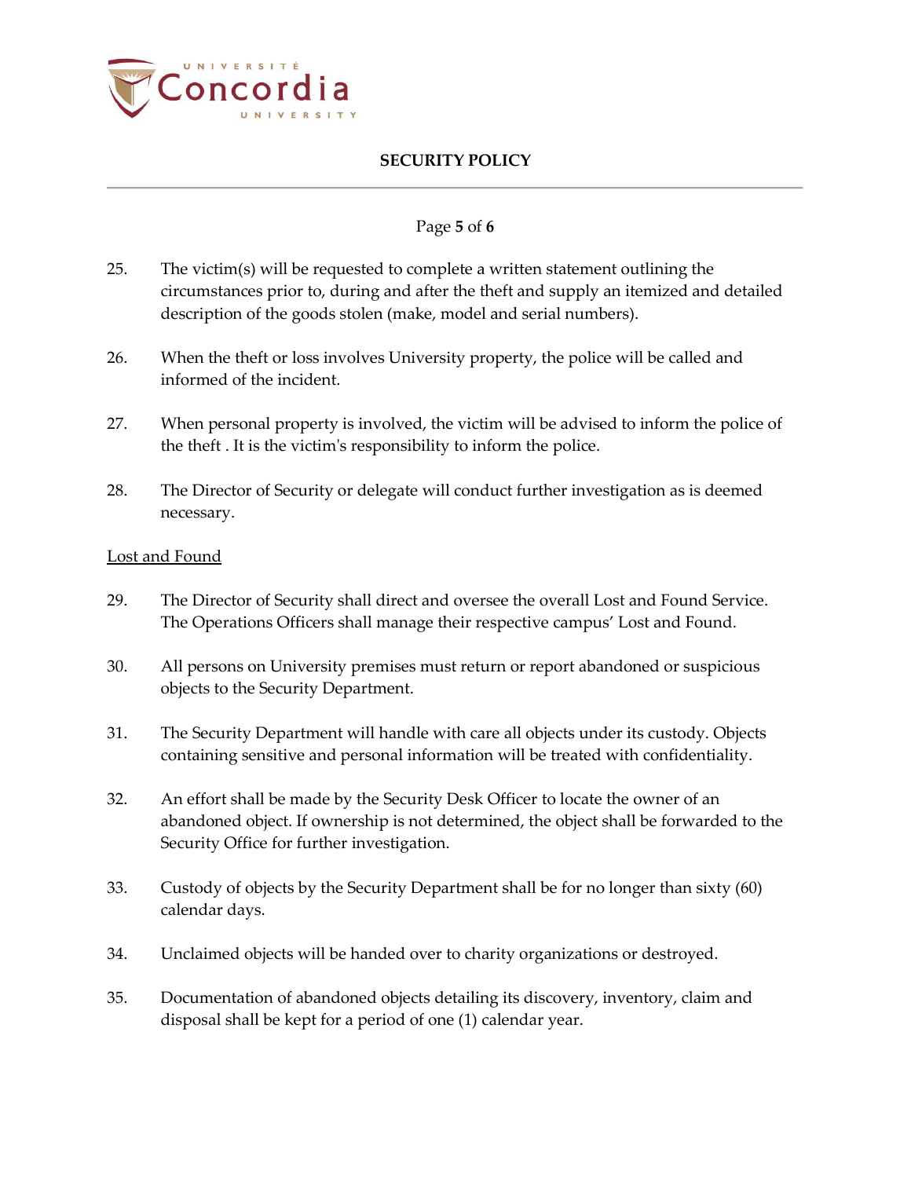25. The victim(s) will be requested to complete a written statement outlining the circumstances prior to, during and after the theft and supply an itemized and detailed description of the goods stolen (make, model and serial numbers).

26. When the theft or loss involves University property, the police will be called and informed of the incident.

27. When personal property is involved, the victim will be advised to inform the police of the theft . It is the victim's responsibility to inform the police.

28. The Director of Security or delegate will conduct further investigation as is deemed necessary.

<u>Lost and Found</u>

29. The Director of Security shall direct and oversee the overall Lost and Found Service. The Operations Officers shall manage their respective campus' Lost and Found.

30. All persons on University premises must return or report abandoned or suspicious objects to the Security Department.

31. The Security Department will handle with care all objects under its custody. Objects containing sensitive and personal information will be treated with confidentiality.

32. An effort shall be made by the Security Desk Officer to locate the owner of an abandoned object. If ownership is not determined, the object shall be forwarded to the Security Office for further investigation.

33. Custody of objects by the Security Department shall be for no longer than sixty (60) calendar days.

34. Unclaimed objects will be handed over to charity organizations or destroyed.

35. Documentation of abandoned objects detailing its discovery, inventory, claim and disposal shall be kept for a period of one (1) calendar year.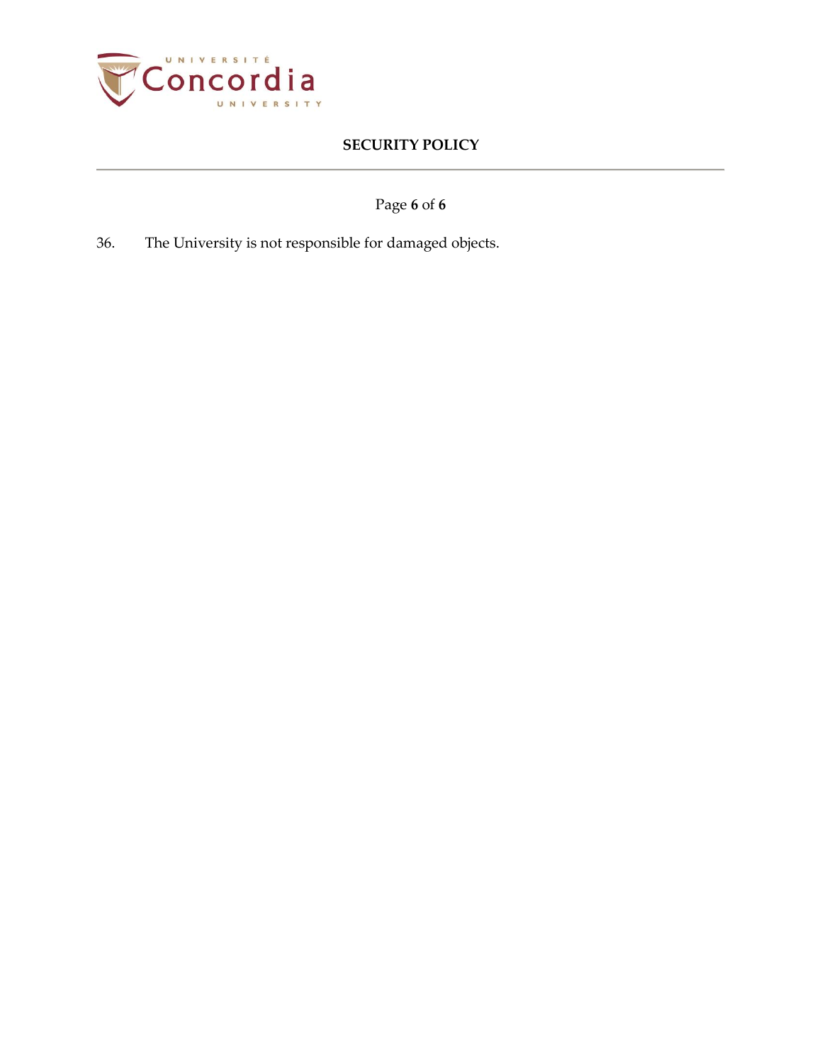36. The University is not responsible for damaged objects.